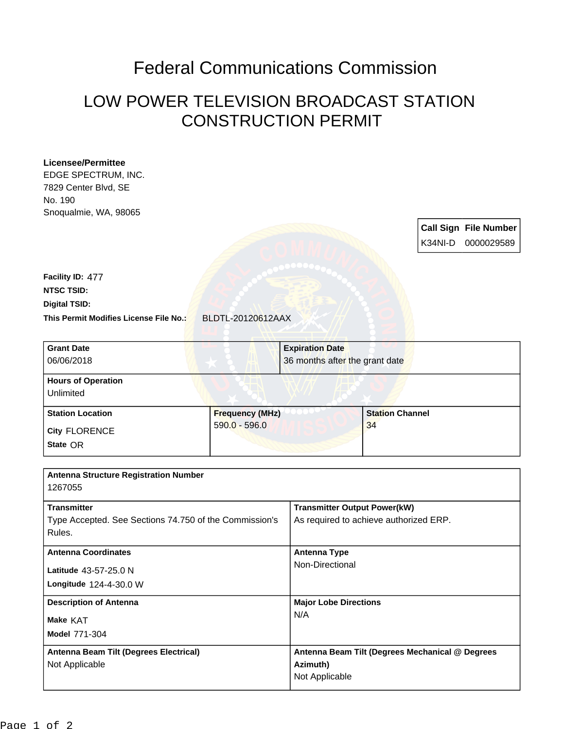# Federal Communications Commission

## LOW POWER TELEVISION BROADCAST STATION CONSTRUCTION PERMIT

**Licensee/Permittee**
EDGE SPECTRUM, INC.
7829 Center Blvd, SE
No. 190
Snoqualmie, WA, 98065

| Call Sign | File Number |
| --- | --- |
| K34NI-D | 0000029589 |

**Facility ID:** 477
**NTSC TSID:**
**Digital TSID:**
**This Permit Modifies License File No.:** BLDTL-20120612AAX

| Grant Date | Expiration Date |
| --- | --- |
| 06/06/2018 | 36 months after the grant date |

| Hours of Operation |
| --- |
| Unlimited |

| Station Location | Frequency (MHz) | Station Channel |
| --- | --- | --- |
| City FLORENCE<br>State OR | 590.0 - 596.0 | 34 |

| Antenna Structure Registration Number | |
| --- | --- |
| 1267055 | |
| **Transmitter** | **Transmitter Output Power(kW)** |
| Type Accepted. See Sections 74.750 of the Commission's Rules. | As required to achieve authorized ERP. |
| **Antenna Coordinates** | **Antenna Type** |
| Latitude 43-57-25.0 N<br>Longitude 124-4-30.0 W | Non-Directional |
| **Description of Antenna** | **Major Lobe Directions** |
| Make KAT<br>Model 771-304 | N/A |
| **Antenna Beam Tilt (Degrees Electrical)** | **Antenna Beam Tilt (Degrees Mechanical @ Degrees Azimuth)** |
| Not Applicable | Not Applicable |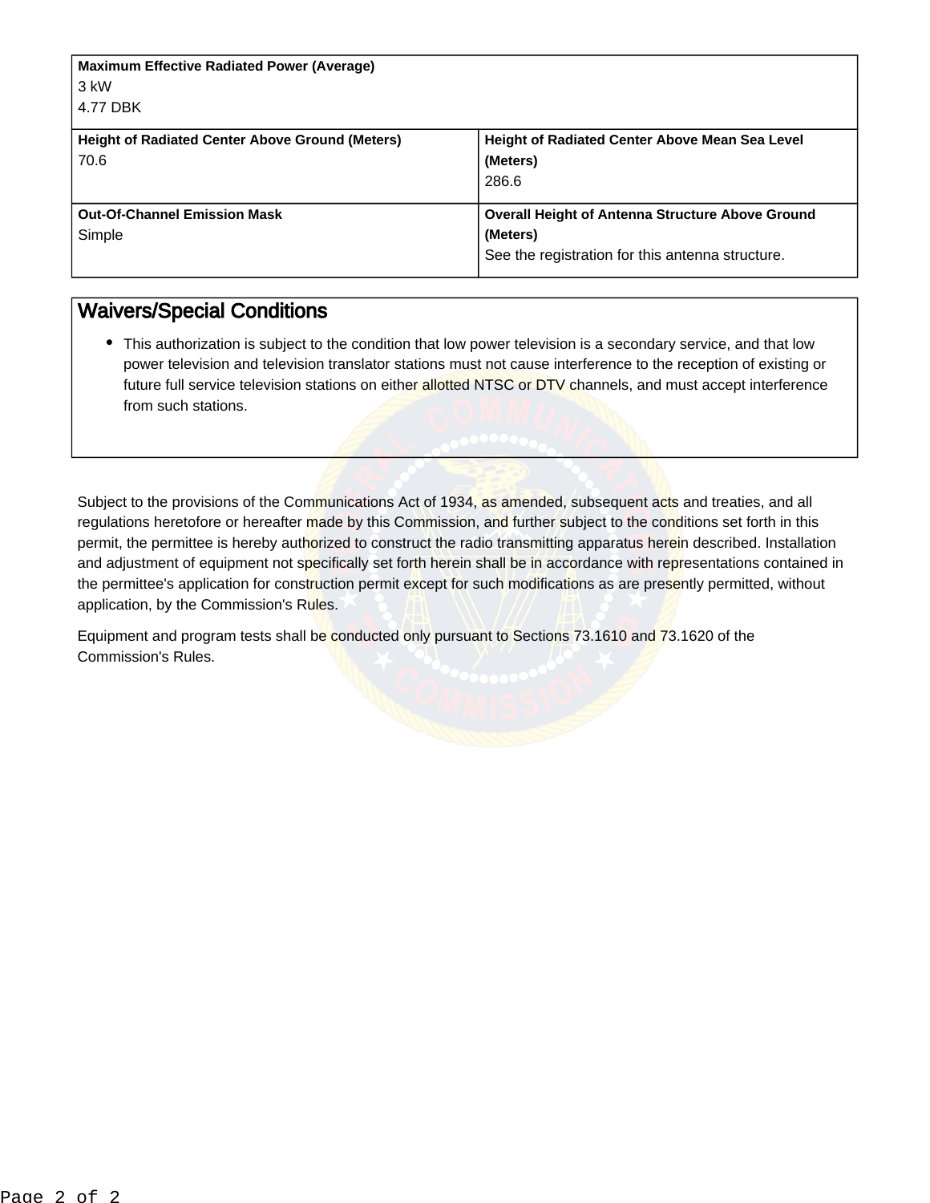| | |
|---|---|
| **Maximum Effective Radiated Power (Average)**<br>3 kW<br>4.77 DBK | |
| **Height of Radiated Center Above Ground (Meters)**<br>70.6 | **Height of Radiated Center Above Mean Sea Level (Meters)**<br>286.6 |
| **Out-Of-Channel Emission Mask**<br>Simple | **Overall Height of Antenna Structure Above Ground (Meters)**<br>See the registration for this antenna structure. |

## Waivers/Special Conditions

- This authorization is subject to the condition that low power television is a secondary service, and that low power television and television translator stations must not cause interference to the reception of existing or future full service television stations on either allotted NTSC or DTV channels, and must accept interference from such stations.

Subject to the provisions of the Communications Act of 1934, as amended, subsequent acts and treaties, and all regulations heretofore or hereafter made by this Commission, and further subject to the conditions set forth in this permit, the permittee is hereby authorized to construct the radio transmitting apparatus herein described. Installation and adjustment of equipment not specifically set forth herein shall be in accordance with representations contained in the permittee's application for construction permit except for such modifications as are presently permitted, without application, by the Commission's Rules.

Equipment and program tests shall be conducted only pursuant to Sections 73.1610 and 73.1620 of the Commission's Rules.